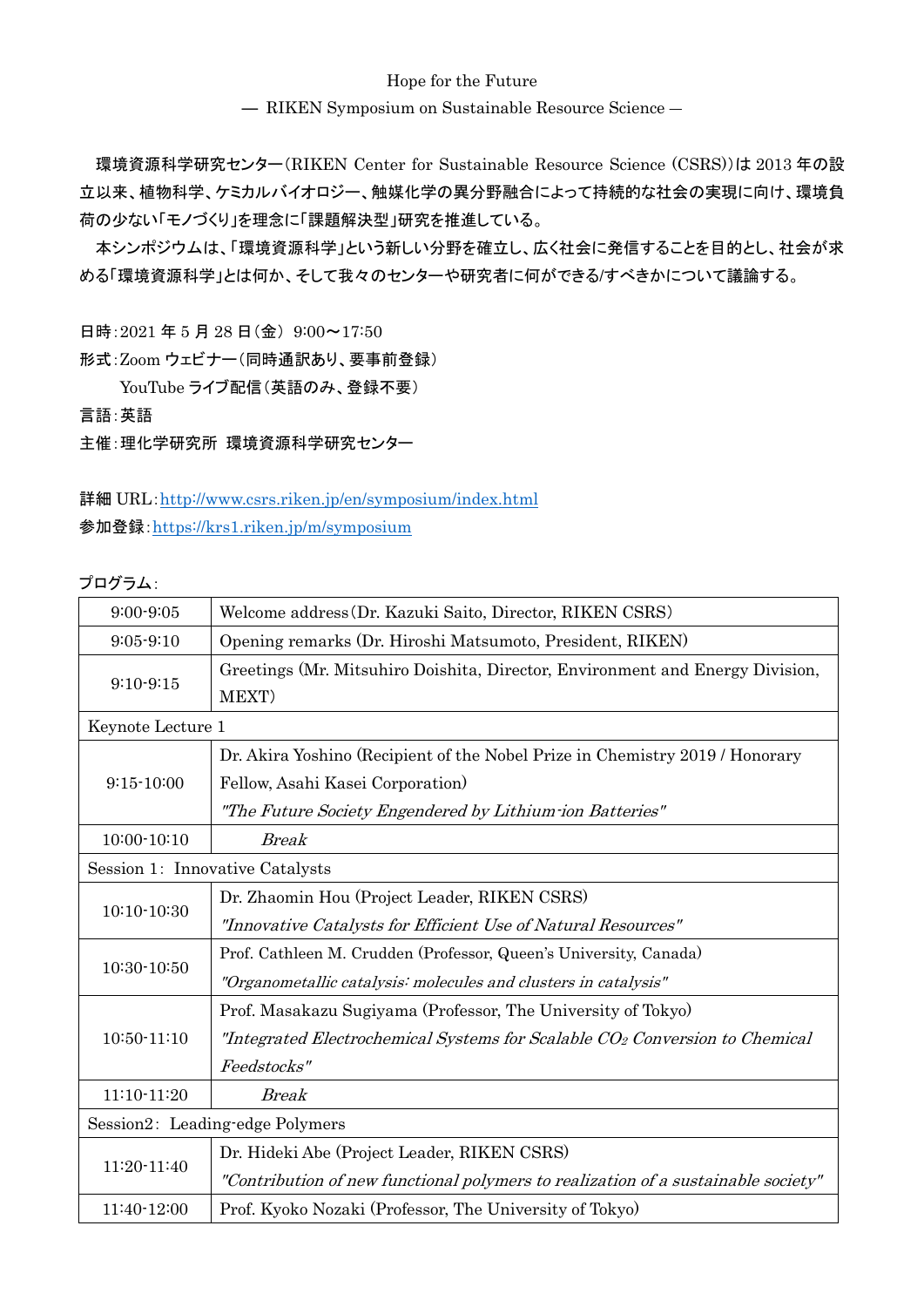Hope for the Future

― RIKEN Symposium on Sustainable Resource Science ―

環境資源科学研究センター（RIKEN Center for Sustainable Resource Science (CSRS)）は 2013 年の設立以来、植物科学、ケミカルバイオロジー、触媒化学の異分野融合によって持続的な社会の実現に向け、環境負荷の少ない「モノづくり」を理念に「課題解決型」研究を推進している。

本シンポジウムは、「環境資源科学」という新しい分野を確立し、広く社会に発信することを目的とし、社会が求める「環境資源科学」とは何か、そして我々のセンターや研究者に何ができる/すべきかについて議論する。

日時：2021 年 5 月 28 日（金） 9:00～17:50

形式：Zoom ウェビナー（同時通訳あり、要事前登録）

YouTube ライブ配信（英語のみ、登録不要）

言語：英語

主催：理化学研究所 環境資源科学研究センター

詳細 URL：http://www.csrs.riken.jp/en/symposium/index.html

参加登録：https://krs1.riken.jp/m/symposium

プログラム：

| | |
|---|---|
| 9:00-9:05 | Welcome address（Dr. Kazuki Saito, Director, RIKEN CSRS） |
| 9:05-9:10 | Opening remarks (Dr. Hiroshi Matsumoto, President, RIKEN) |
| 9:10-9:15 | Greetings (Mr. Mitsuhiro Doishita, Director, Environment and Energy Division, MEXT) |
| Keynote Lecture 1 | |
| 9:15-10:00 | Dr. Akira Yoshino (Recipient of the Nobel Prize in Chemistry 2019 / Honorary Fellow, Asahi Kasei Corporation)<br>*"The Future Society Engendered by Lithium-ion Batteries"* |
| 10:00-10:10 | *Break* |
| Session 1: Innovative Catalysts | |
| 10:10-10:30 | Dr. Zhaomin Hou (Project Leader, RIKEN CSRS)<br>*"Innovative Catalysts for Efficient Use of Natural Resources"* |
| 10:30-10:50 | Prof. Cathleen M. Crudden (Professor, Queen's University, Canada)<br>*"Organometallic catalysis: molecules and clusters in catalysis"* |
| 10:50-11:10 | Prof. Masakazu Sugiyama (Professor, The University of Tokyo)<br>*"Integrated Electrochemical Systems for Scalable $CO_2$ Conversion to Chemical Feedstocks"* |
| 11:10-11:20 | *Break* |
| Session2: Leading-edge Polymers | |
| 11:20-11:40 | Dr. Hideki Abe (Project Leader, RIKEN CSRS)<br>*"Contribution of new functional polymers to realization of a sustainable society"* |
| 11:40-12:00 | Prof. Kyoko Nozaki (Professor, The University of Tokyo) |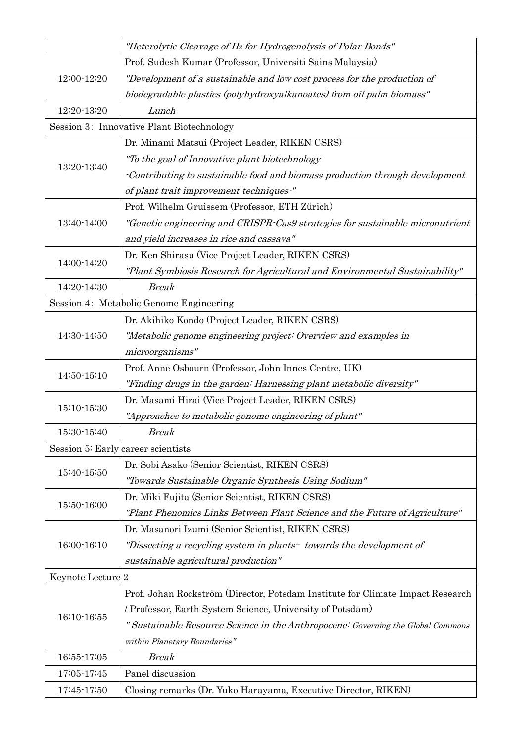| | |
|---|---|
| | *"Heterolytic Cleavage of $H_2$ for Hydrogenolysis of Polar Bonds"* |
| 12:00-12:20 | Prof. Sudesh Kumar (Professor, Universiti Sains Malaysia)<br>*"Development of a sustainable and low cost process for the production of biodegradable plastics (polyhydroxyalkanoates) from oil palm biomass"* |
| 12:20-13:20 | *Lunch* |
| Session 3: Innovative Plant Biotechnology | |
| 13:20-13:40 | Dr. Minami Matsui (Project Leader, RIKEN CSRS)<br>*"To the goal of Innovative plant biotechnology -Contributing to sustainable food and biomass production through development of plant trait improvement techniques-"* |
| 13:40-14:00 | Prof. Wilhelm Gruissem (Professor, ETH Zürich)<br>*"Genetic engineering and CRISPR-Cas9 strategies for sustainable micronutrient and yield increases in rice and cassava"* |
| 14:00-14:20 | Dr. Ken Shirasu (Vice Project Leader, RIKEN CSRS)<br>*"Plant Symbiosis Research for Agricultural and Environmental Sustainability"* |
| 14:20-14:30 | *Break* |
| Session 4: Metabolic Genome Engineering | |
| 14:30-14:50 | Dr. Akihiko Kondo (Project Leader, RIKEN CSRS)<br>*"Metabolic genome engineering project: Overview and examples in microorganisms"* |
| 14:50-15:10 | Prof. Anne Osbourn (Professor, John Innes Centre, UK)<br>*"Finding drugs in the garden: Harnessing plant metabolic diversity"* |
| 15:10-15:30 | Dr. Masami Hirai (Vice Project Leader, RIKEN CSRS)<br>*"Approaches to metabolic genome engineering of plant"* |
| 15:30-15:40 | *Break* |
| Session 5: Early career scientists | |
| 15:40-15:50 | Dr. Sobi Asako (Senior Scientist, RIKEN CSRS)<br>*"Towards Sustainable Organic Synthesis Using Sodium"* |
| 15:50-16:00 | Dr. Miki Fujita (Senior Scientist, RIKEN CSRS)<br>*"Plant Phenomics Links Between Plant Science and the Future of Agriculture"* |
| 16:00-16:10 | Dr. Masanori Izumi (Senior Scientist, RIKEN CSRS)<br>*"Dissecting a recycling system in plants– towards the development of sustainable agricultural production"* |
| Keynote Lecture 2 | |
| 16:10-16:55 | Prof. Johan Rockström (Director, Potsdam Institute for Climate Impact Research / Professor, Earth System Science, University of Potsdam)<br>*" Sustainable Resource Science in the Anthropocene: Governing the Global Commons within Planetary Boundaries"* |
| 16:55-17:05 | *Break* |
| 17:05-17:45 | Panel discussion |
| 17:45-17:50 | Closing remarks (Dr. Yuko Harayama, Executive Director, RIKEN) |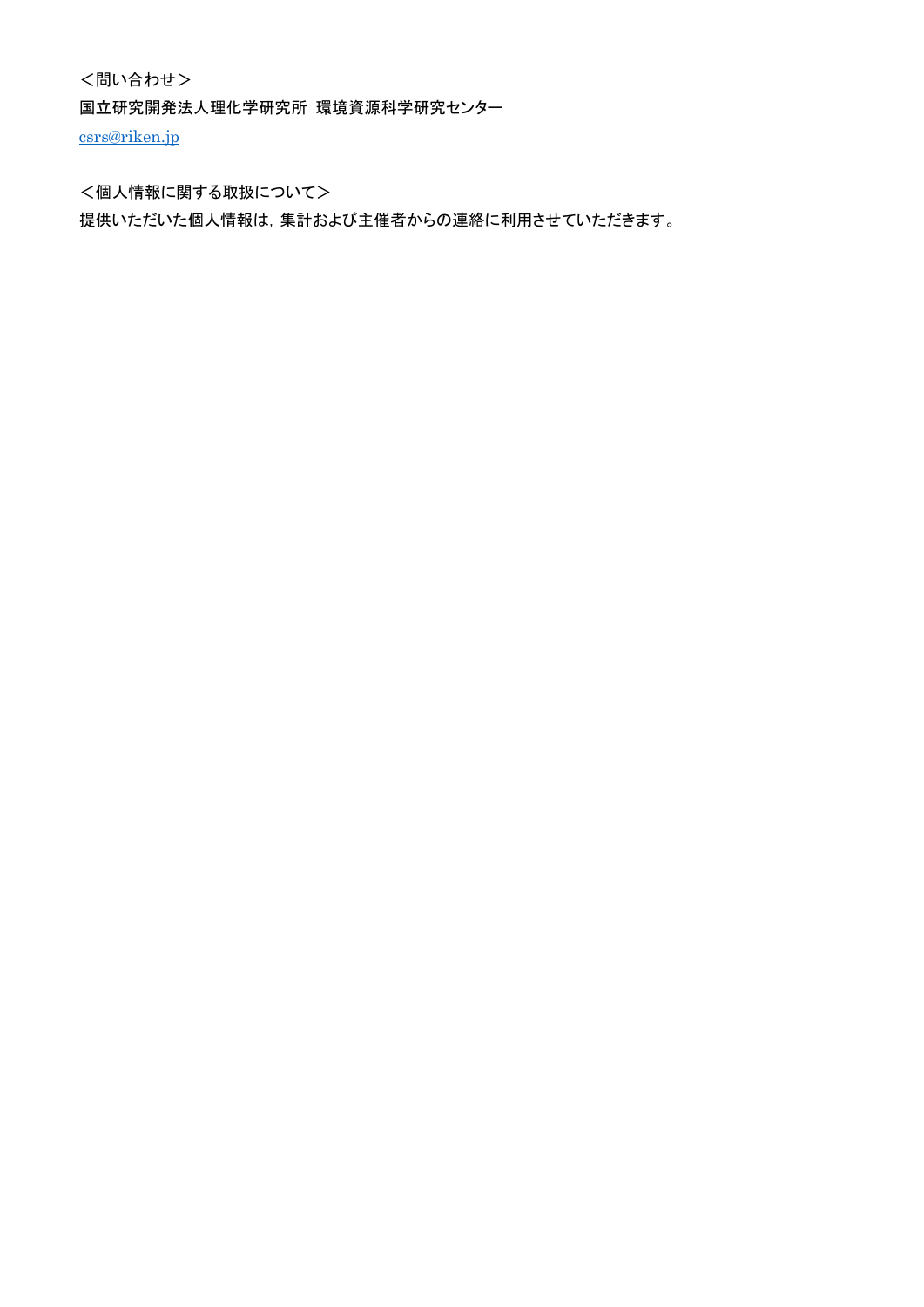＜問い合わせ＞

国立研究開発法人理化学研究所　環境資源科学研究センター

csrs@riken.jp

＜個人情報に関する取扱について＞

提供いただいた個人情報は，集計および主催者からの連絡に利用させていただきます。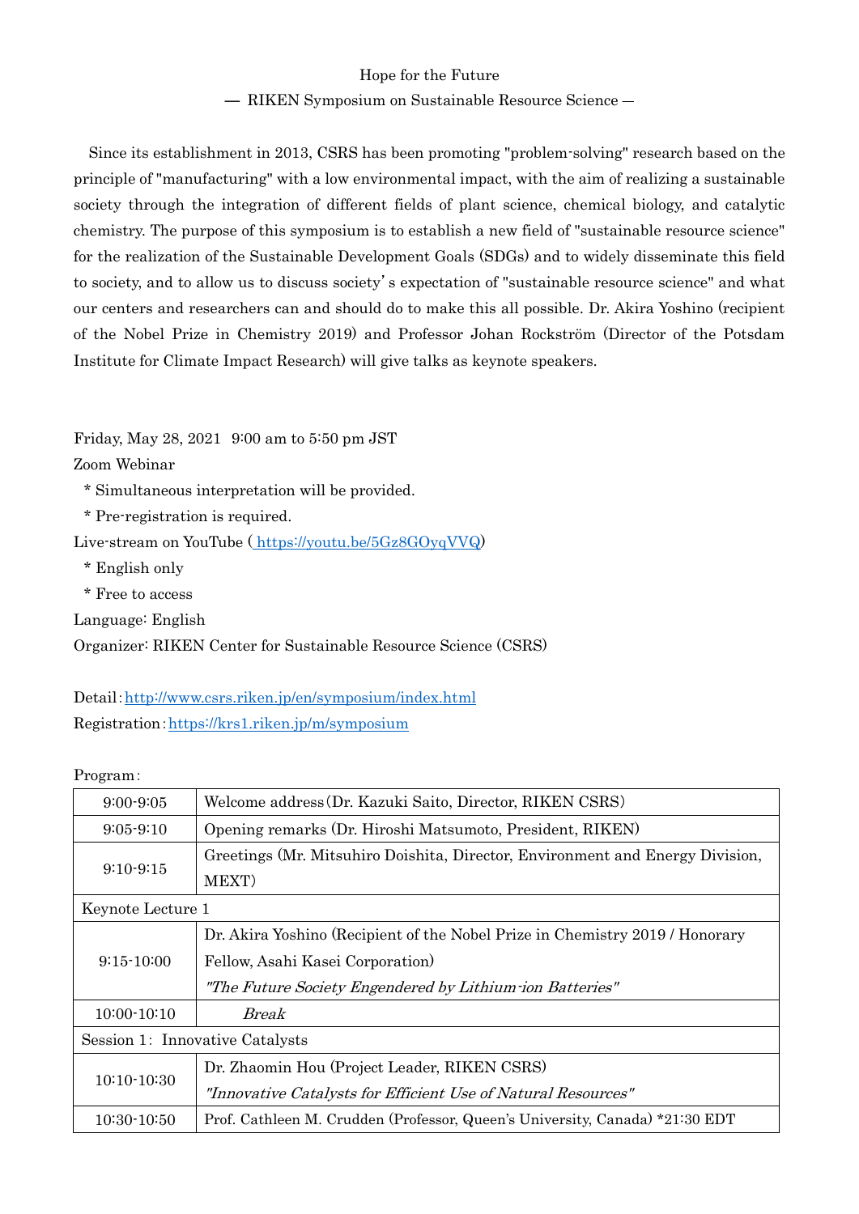Hope for the Future

— RIKEN Symposium on Sustainable Resource Science —

Since its establishment in 2013, CSRS has been promoting "problem-solving" research based on the principle of "manufacturing" with a low environmental impact, with the aim of realizing a sustainable society through the integration of different fields of plant science, chemical biology, and catalytic chemistry. The purpose of this symposium is to establish a new field of "sustainable resource science" for the realization of the Sustainable Development Goals (SDGs) and to widely disseminate this field to society, and to allow us to discuss society's expectation of "sustainable resource science" and what our centers and researchers can and should do to make this all possible. Dr. Akira Yoshino (recipient of the Nobel Prize in Chemistry 2019) and Professor Johan Rockström (Director of the Potsdam Institute for Climate Impact Research) will give talks as keynote speakers.

Friday, May 28, 2021 9:00 am to 5:50 pm JST

Zoom Webinar

 * Simultaneous interpretation will be provided.
 * Pre-registration is required.

Live-stream on YouTube ( https://youtu.be/5Gz8GOyqVVQ)

 * English only
 * Free to access

Language: English

Organizer: RIKEN Center for Sustainable Resource Science (CSRS)

Detail: http://www.csrs.riken.jp/en/symposium/index.html

Registration: https://krs1.riken.jp/m/symposium

Program:

| | |
|---|---|
| 9:00-9:05 | Welcome address (Dr. Kazuki Saito, Director, RIKEN CSRS) |
| 9:05-9:10 | Opening remarks (Dr. Hiroshi Matsumoto, President, RIKEN) |
| 9:10-9:15 | Greetings (Mr. Mitsuhiro Doishita, Director, Environment and Energy Division, MEXT) |
| Keynote Lecture 1 | |
| 9:15-10:00 | Dr. Akira Yoshino (Recipient of the Nobel Prize in Chemistry 2019 / Honorary Fellow, Asahi Kasei Corporation)<br>*"The Future Society Engendered by Lithium-ion Batteries"* |
| 10:00-10:10 | *Break* |
| Session 1: Innovative Catalysts | |
| 10:10-10:30 | Dr. Zhaomin Hou (Project Leader, RIKEN CSRS)<br>*"Innovative Catalysts for Efficient Use of Natural Resources"* |
| 10:30-10:50 | Prof. Cathleen M. Crudden (Professor, Queen's University, Canada) *21:30 EDT |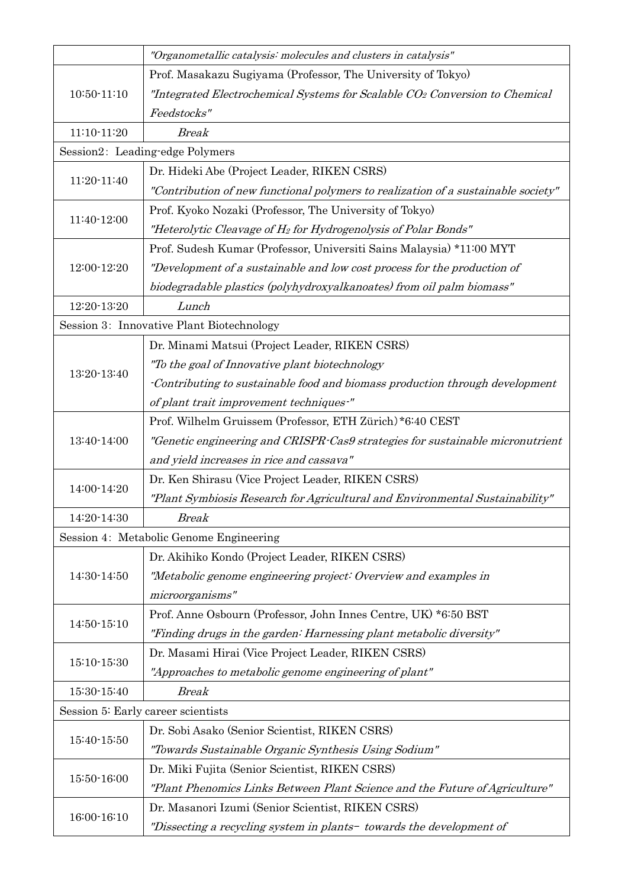| | |
|---|---|
| | *"Organometallic catalysis: molecules and clusters in catalysis"* |
| 10:50-11:10 | Prof. Masakazu Sugiyama (Professor, The University of Tokyo)<br>*"Integrated Electrochemical Systems for Scalable $CO_2$ Conversion to Chemical Feedstocks"* |
| 11:10-11:20 | *Break* |
| Session2：Leading-edge Polymers | |
| 11:20-11:40 | Dr. Hideki Abe (Project Leader, RIKEN CSRS)<br>*"Contribution of new functional polymers to realization of a sustainable society"* |
| 11:40-12:00 | Prof. Kyoko Nozaki (Professor, The University of Tokyo)<br>*"Heterolytic Cleavage of $H_2$ for Hydrogenolysis of Polar Bonds"* |
| 12:00-12:20 | Prof. Sudesh Kumar (Professor, Universiti Sains Malaysia) *11:00 MYT<br>*"Development of a sustainable and low cost process for the production of biodegradable plastics (polyhydroxyalkanoates) from oil palm biomass"* |
| 12:20-13:20 | *Lunch* |
| Session 3：Innovative Plant Biotechnology | |
| 13:20-13:40 | Dr. Minami Matsui (Project Leader, RIKEN CSRS)<br>*"To the goal of Innovative plant biotechnology -Contributing to sustainable food and biomass production through development of plant trait improvement techniques-"* |
| 13:40-14:00 | Prof. Wilhelm Gruissem (Professor, ETH Zürich) *6:40 CEST<br>*"Genetic engineering and CRISPR-Cas9 strategies for sustainable micronutrient and yield increases in rice and cassava"* |
| 14:00-14:20 | Dr. Ken Shirasu (Vice Project Leader, RIKEN CSRS)<br>*"Plant Symbiosis Research for Agricultural and Environmental Sustainability"* |
| 14:20-14:30 | *Break* |
| Session 4：Metabolic Genome Engineering | |
| 14:30-14:50 | Dr. Akihiko Kondo (Project Leader, RIKEN CSRS)<br>*"Metabolic genome engineering project: Overview and examples in microorganisms"* |
| 14:50-15:10 | Prof. Anne Osbourn (Professor, John Innes Centre, UK) *6:50 BST<br>*"Finding drugs in the garden: Harnessing plant metabolic diversity"* |
| 15:10-15:30 | Dr. Masami Hirai (Vice Project Leader, RIKEN CSRS)<br>*"Approaches to metabolic genome engineering of plant"* |
| 15:30-15:40 | *Break* |
| Session 5: Early career scientists | |
| 15:40-15:50 | Dr. Sobi Asako (Senior Scientist, RIKEN CSRS)<br>*"Towards Sustainable Organic Synthesis Using Sodium"* |
| 15:50-16:00 | Dr. Miki Fujita (Senior Scientist, RIKEN CSRS)<br>*"Plant Phenomics Links Between Plant Science and the Future of Agriculture"* |
| 16:00-16:10 | Dr. Masanori Izumi (Senior Scientist, RIKEN CSRS)<br>*"Dissecting a recycling system in plants– towards the development of* |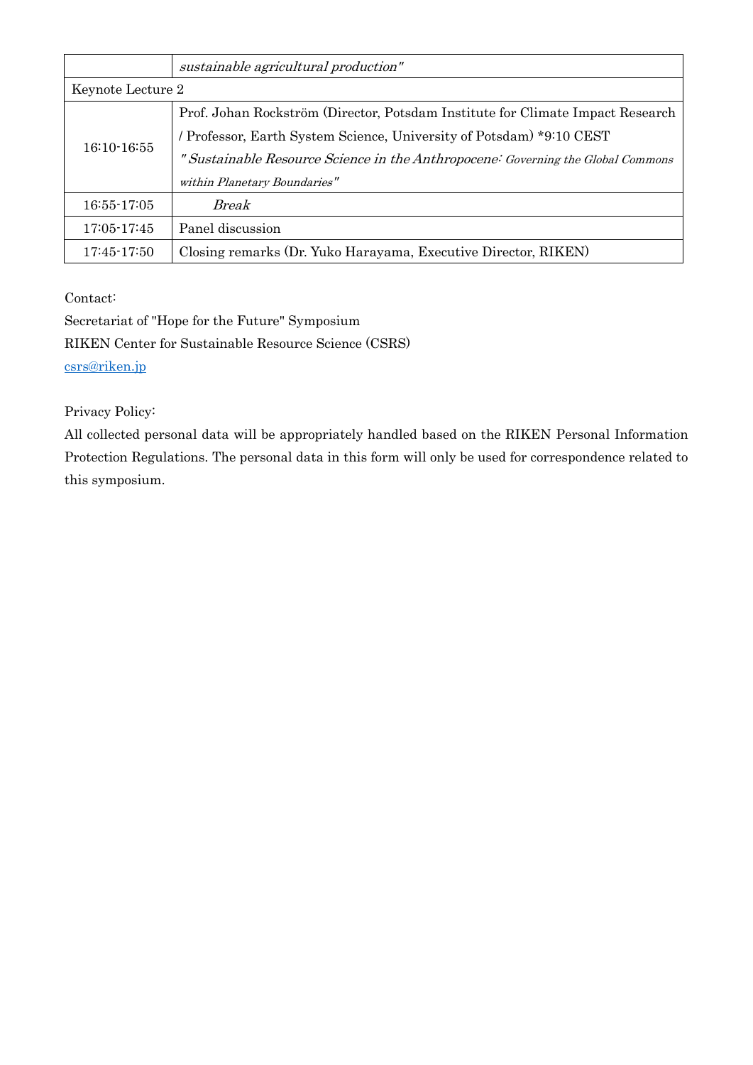| | |
|---|---|
| | *sustainable agricultural production"* |
| Keynote Lecture 2 | |
| 16:10-16:55 | Prof. Johan Rockström (Director, Potsdam Institute for Climate Impact Research / Professor, Earth System Science, University of Potsdam) *9:10 CEST<br>*"Sustainable Resource Science in the Anthropocene: Governing the Global Commons within Planetary Boundaries"* |
| 16:55-17:05 | *Break* |
| 17:05-17:45 | Panel discussion |
| 17:45-17:50 | Closing remarks (Dr. Yuko Harayama, Executive Director, RIKEN) |

Contact:

Secretariat of "Hope for the Future" Symposium

RIKEN Center for Sustainable Resource Science (CSRS)

csrs@riken.jp

Privacy Policy:

All collected personal data will be appropriately handled based on the RIKEN Personal Information Protection Regulations. The personal data in this form will only be used for correspondence related to this symposium.